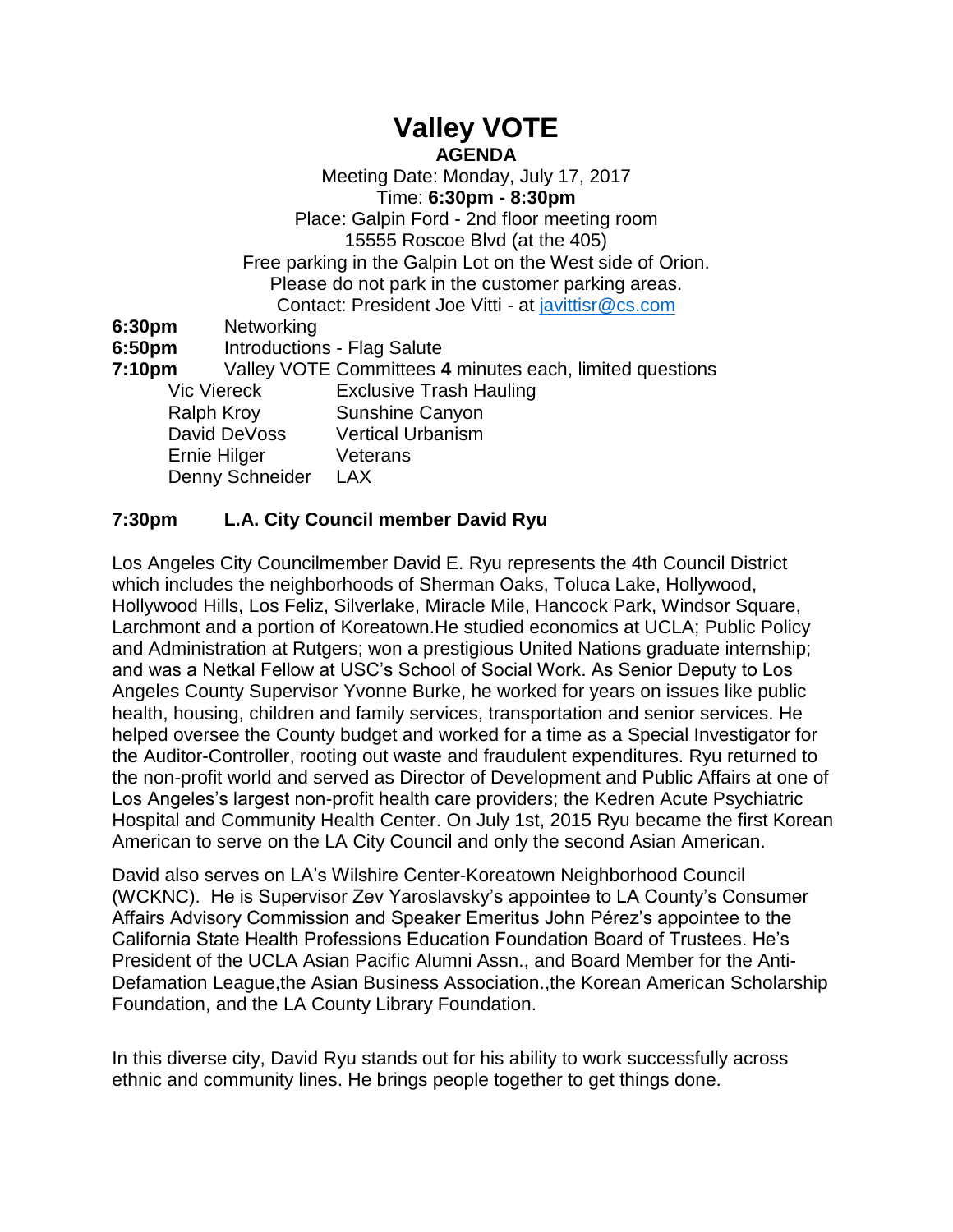# Valley VOTE

**AGENDA**

Meeting Date: Monday, July 17, 2017
Time: **6:30pm - 8:30pm**
Place: Galpin Ford - 2nd floor meeting room
15555 Roscoe Blvd (at the 405)
Free parking in the Galpin Lot on the West side of Orion.
Please do not park in the customer parking areas.
Contact: President Joe Vitti - at javittisr@cs.com

**6:30pm** Networking

**6:50pm** Introductions - Flag Salute

**7:10pm** Valley VOTE Committees **4** minutes each, limited questions

| | |
|---|---|
| Vic Viereck | Exclusive Trash Hauling |
| Ralph Kroy | Sunshine Canyon |
| David DeVoss | Vertical Urbanism |
| Ernie Hilger | Veterans |
| Denny Schneider | LAX |

**7:30pm L.A. City Council member David Ryu**

Los Angeles City Councilmember David E. Ryu represents the 4th Council District which includes the neighborhoods of Sherman Oaks, Toluca Lake, Hollywood, Hollywood Hills, Los Feliz, Silverlake, Miracle Mile, Hancock Park, Windsor Square, Larchmont and a portion of Koreatown.He studied economics at UCLA; Public Policy and Administration at Rutgers; won a prestigious United Nations graduate internship; and was a Netkal Fellow at USC's School of Social Work. As Senior Deputy to Los Angeles County Supervisor Yvonne Burke, he worked for years on issues like public health, housing, children and family services, transportation and senior services. He helped oversee the County budget and worked for a time as a Special Investigator for the Auditor-Controller, rooting out waste and fraudulent expenditures. Ryu returned to the non-profit world and served as Director of Development and Public Affairs at one of Los Angeles's largest non-profit health care providers; the Kedren Acute Psychiatric Hospital and Community Health Center. On July 1st, 2015 Ryu became the first Korean American to serve on the LA City Council and only the second Asian American.

David also serves on LA's Wilshire Center-Koreatown Neighborhood Council (WCKNC). He is Supervisor Zev Yaroslavsky's appointee to LA County's Consumer Affairs Advisory Commission and Speaker Emeritus John Pérez's appointee to the California State Health Professions Education Foundation Board of Trustees. He's President of the UCLA Asian Pacific Alumni Assn., and Board Member for the Anti-Defamation League,the Asian Business Association.,the Korean American Scholarship Foundation, and the LA County Library Foundation.

In this diverse city, David Ryu stands out for his ability to work successfully across ethnic and community lines. He brings people together to get things done.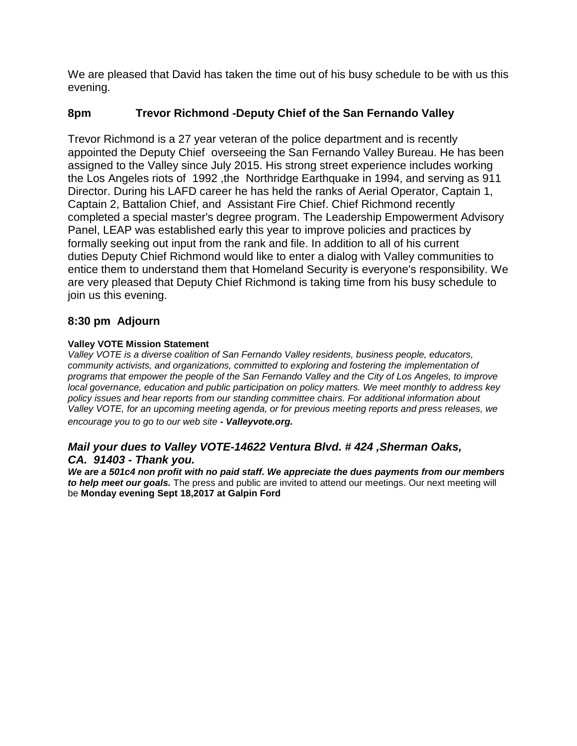We are pleased that David has taken the time out of his busy schedule to be with us this evening.

### 8pm Trevor Richmond -Deputy Chief of the San Fernando Valley

Trevor Richmond is a 27 year veteran of the police department and is recently appointed the Deputy Chief overseeing the San Fernando Valley Bureau. He has been assigned to the Valley since July 2015. His strong street experience includes working the Los Angeles riots of 1992 ,the Northridge Earthquake in 1994, and serving as 911 Director. During his LAFD career he has held the ranks of Aerial Operator, Captain 1, Captain 2, Battalion Chief, and Assistant Fire Chief. Chief Richmond recently completed a special master's degree program. The Leadership Empowerment Advisory Panel, LEAP was established early this year to improve policies and practices by formally seeking out input from the rank and file. In addition to all of his current duties Deputy Chief Richmond would like to enter a dialog with Valley communities to entice them to understand them that Homeland Security is everyone's responsibility. We are very pleased that Deputy Chief Richmond is taking time from his busy schedule to join us this evening.

### 8:30 pm Adjourn

**Valley VOTE Mission Statement**

*Valley VOTE is a diverse coalition of San Fernando Valley residents, business people, educators, community activists, and organizations, committed to exploring and fostering the implementation of programs that empower the people of the San Fernando Valley and the City of Los Angeles, to improve local governance, education and public participation on policy matters. We meet monthly to address key policy issues and hear reports from our standing committee chairs. For additional information about Valley VOTE, for an upcoming meeting agenda, or for previous meeting reports and press releases, we encourage you to go to our web site **- Valleyvote.org.***

### *Mail your dues to Valley VOTE-14622 Ventura Blvd. # 424 ,Sherman Oaks, CA. 91403 - Thank you.*

***We are a 501c4 non profit with no paid staff. We appreciate the dues payments from our members to help meet our goals.*** The press and public are invited to attend our meetings. Our next meeting will be **Monday evening Sept 18,2017 at Galpin Ford**